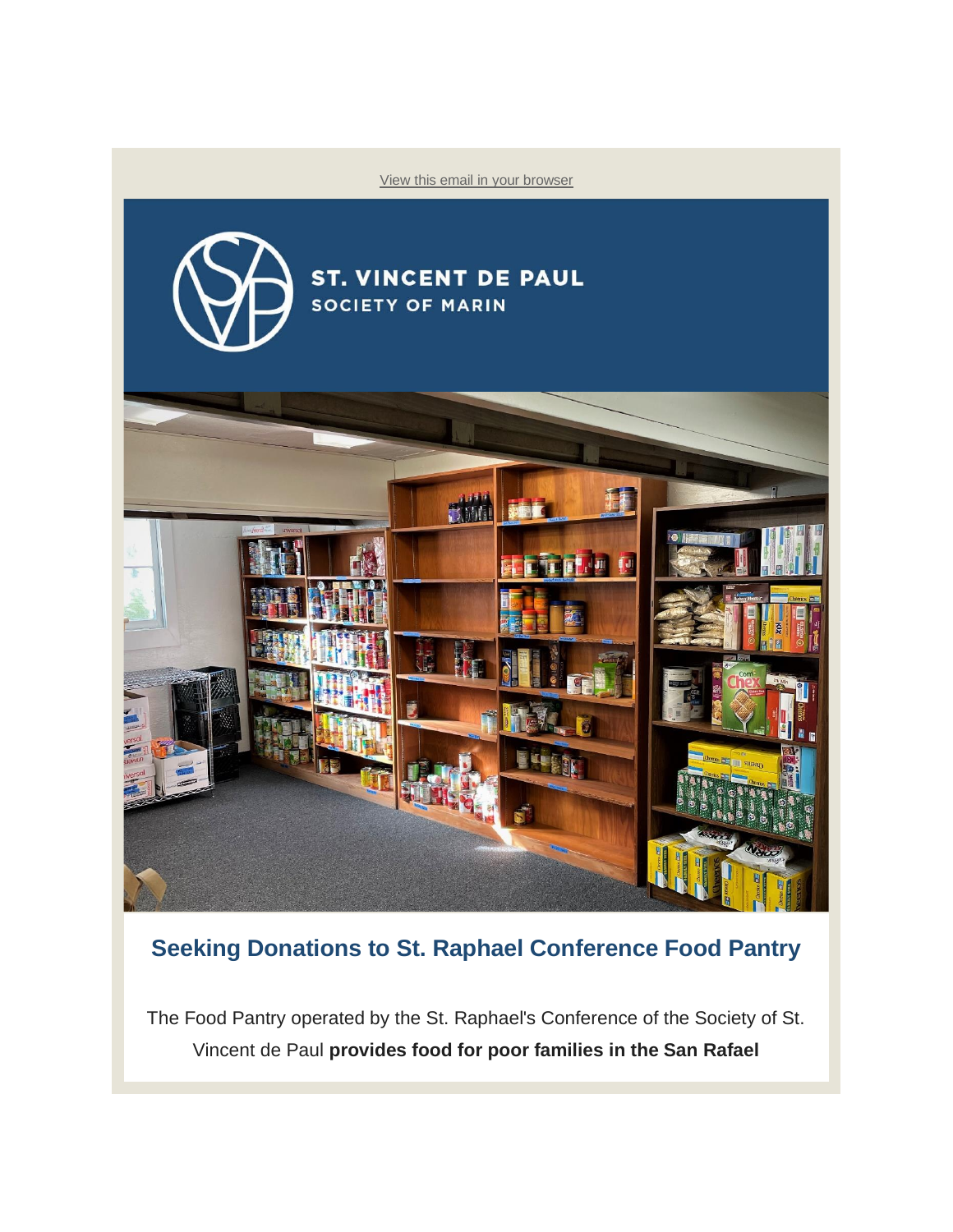View this email in your browser

ST. VINCENT DE PAUL
SOCIETY OF MARIN

## Seeking Donations to St. Raphael Conference Food Pantry

The Food Pantry operated by the St. Raphael's Conference of the Society of St. Vincent de Paul **provides food for poor families in the San Rafael**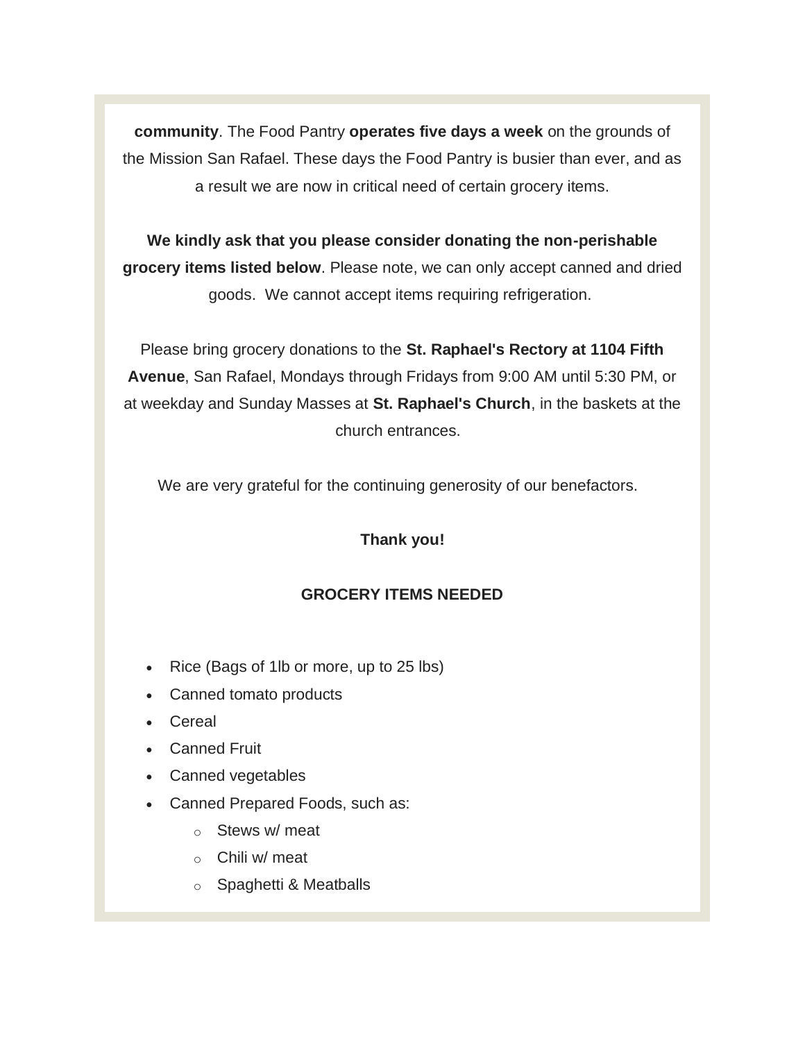**community**. The Food Pantry **operates five days a week** on the grounds of the Mission San Rafael. These days the Food Pantry is busier than ever, and as a result we are now in critical need of certain grocery items.

**We kindly ask that you please consider donating the non-perishable grocery items listed below**. Please note, we can only accept canned and dried goods. We cannot accept items requiring refrigeration.

Please bring grocery donations to the **St. Raphael's Rectory at 1104 Fifth Avenue**, San Rafael, Mondays through Fridays from 9:00 AM until 5:30 PM, or at weekday and Sunday Masses at **St. Raphael's Church**, in the baskets at the church entrances.

We are very grateful for the continuing generosity of our benefactors.

**Thank you!**

**GROCERY ITEMS NEEDED**

- Rice (Bags of 1lb or more, up to 25 lbs)
- Canned tomato products
- Cereal
- Canned Fruit
- Canned vegetables
- Canned Prepared Foods, such as:
  - Stews w/ meat
  - Chili w/ meat
  - Spaghetti & Meatballs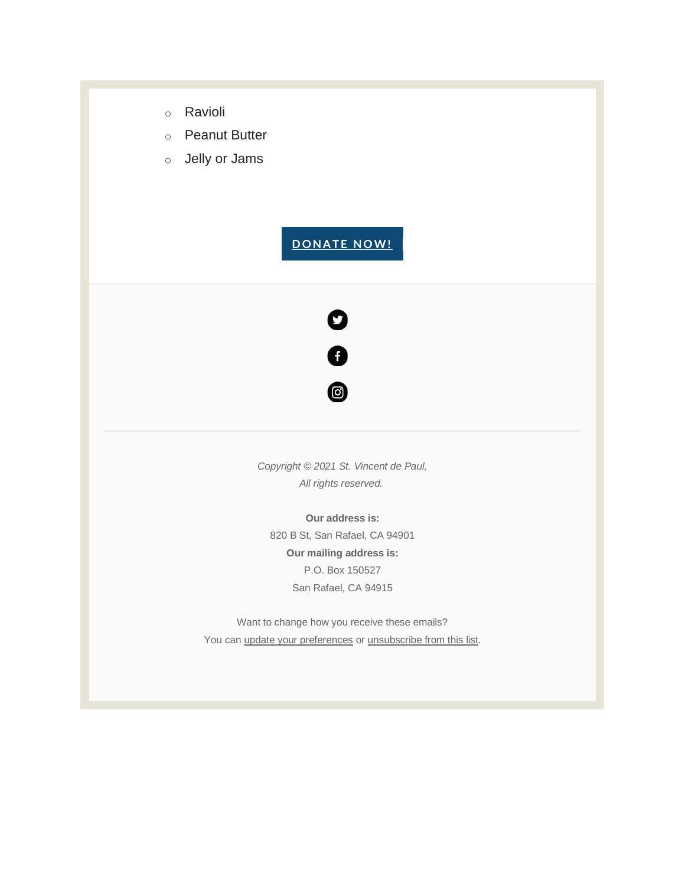- Ravioli
- Peanut Butter
- Jelly or Jams

**DONATE NOW!**

*Copyright © 2021 St. Vincent de Paul, All rights reserved.*

**Our address is:**
820 B St, San Rafael, CA 94901
**Our mailing address is:**
P.O. Box 150527
San Rafael, CA 94915

Want to change how you receive these emails?
You can update your preferences or unsubscribe from this list.